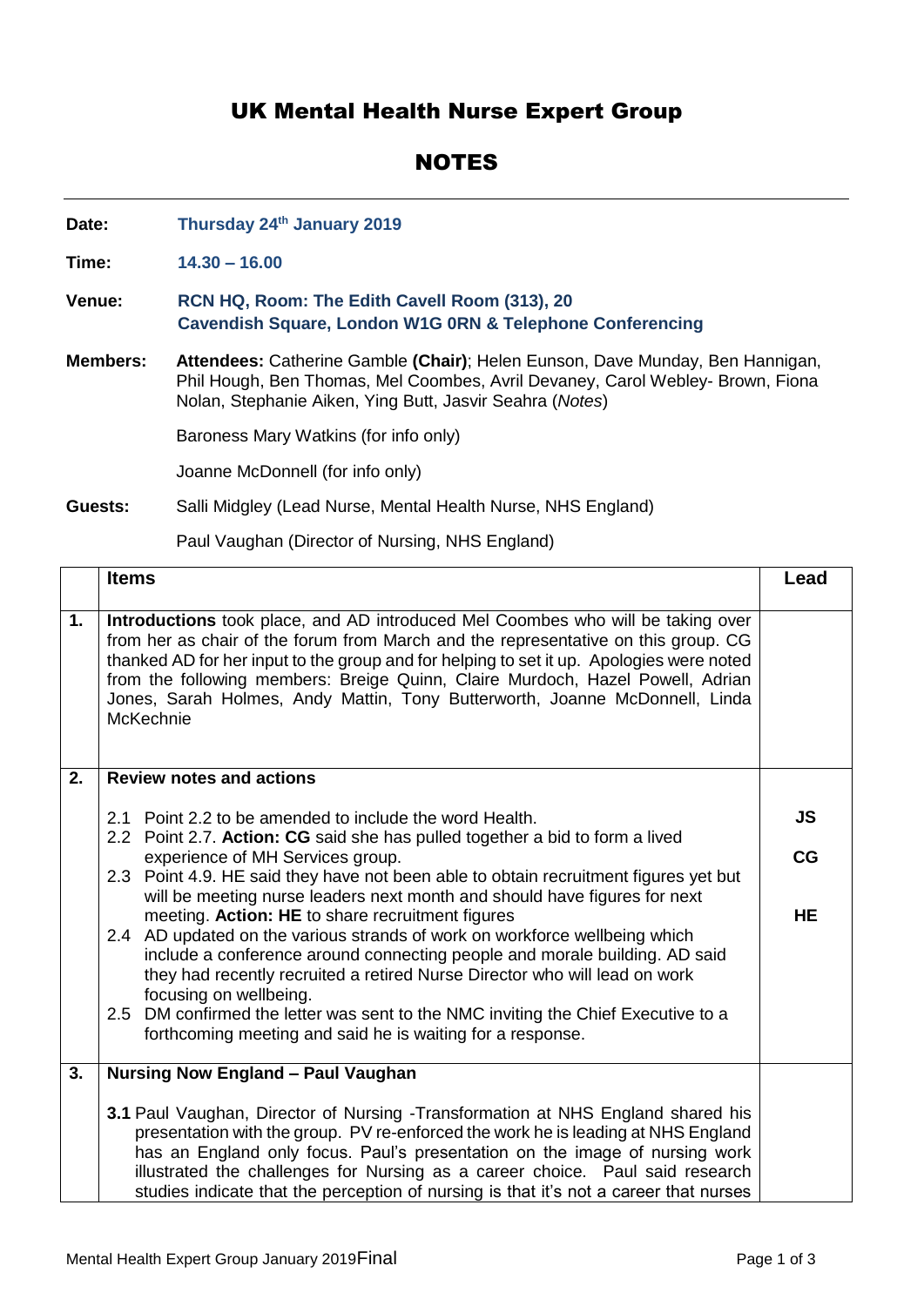# UK Mental Health Nurse Expert Group

## NOTES

**Date:** **Thursday 24th January 2019**

**Time:** **14.30 – 16.00**

**Venue:** **RCN HQ, Room: The Edith Cavell Room (313), 20 Cavendish Square, London W1G 0RN & Telephone Conferencing**

**Members:** **Attendees:** Catherine Gamble **(Chair)**; Helen Eunson, Dave Munday, Ben Hannigan, Phil Hough, Ben Thomas, Mel Coombes, Avril Devaney, Carol Webley- Brown, Fiona Nolan, Stephanie Aiken, Ying Butt, Jasvir Seahra (*Notes*)

Baroness Mary Watkins (for info only)

Joanne McDonnell (for info only)

**Guests:** Salli Midgley (Lead Nurse, Mental Health Nurse, NHS England)

Paul Vaughan (Director of Nursing, NHS England)

| | Items | Lead |
|---|---|---|
| **1.** | **Introductions** took place, and AD introduced Mel Coombes who will be taking over from her as chair of the forum from March and the representative on this group. CG thanked AD for her input to the group and for helping to set it up. Apologies were noted from the following members: Breige Quinn, Claire Murdoch, Hazel Powell, Adrian Jones, Sarah Holmes, Andy Mattin, Tony Butterworth, Joanne McDonnell, Linda McKechnie | |
| **2.** | **Review notes and actions** | |
| | 2.1 Point 2.2 to be amended to include the word Health. | **JS** |
| | 2.2 Point 2.7. **Action: CG** said she has pulled together a bid to form a lived experience of MH Services group. | **CG** |
| | 2.3 Point 4.9. HE said they have not been able to obtain recruitment figures yet but will be meeting nurse leaders next month and should have figures for next meeting. **Action: HE** to share recruitment figures | **HE** |
| | 2.4 AD updated on the various strands of work on workforce wellbeing which include a conference around connecting people and morale building. AD said they had recently recruited a retired Nurse Director who will lead on work focusing on wellbeing. | |
| | 2.5 DM confirmed the letter was sent to the NMC inviting the Chief Executive to a forthcoming meeting and said he is waiting for a response. | |
| **3.** | **Nursing Now England – Paul Vaughan** | |
| | **3.1** Paul Vaughan, Director of Nursing -Transformation at NHS England shared his presentation with the group. PV re-enforced the work he is leading at NHS England has an England only focus. Paul's presentation on the image of nursing work illustrated the challenges for Nursing as a career choice. Paul said research studies indicate that the perception of nursing is that it's not a career that nurses | |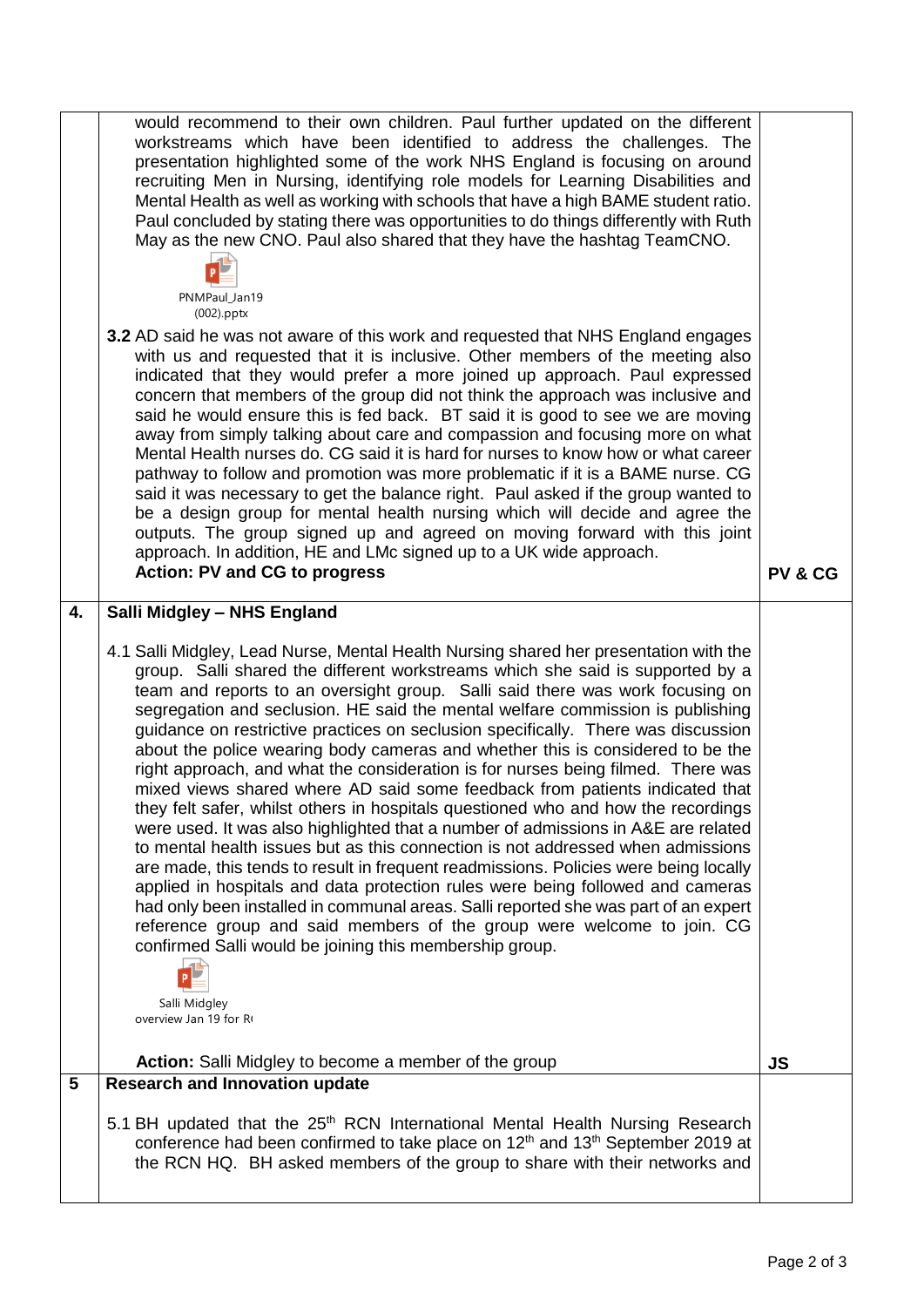|  |  |  |
|---|---|---|
|  | would recommend to their own children. Paul further updated on the different workstreams which have been identified to address the challenges. The presentation highlighted some of the work NHS England is focusing on around recruiting Men in Nursing, identifying role models for Learning Disabilities and Mental Health as well as working with schools that have a high BAME student ratio. Paul concluded by stating there was opportunities to do things differently with Ruth May as the new CNO. Paul also shared that they have the hashtag TeamCNO.<br><br>PNMPaul_Jan19 (002).pptx<br><br>**3.2** AD said he was not aware of this work and requested that NHS England engages with us and requested that it is inclusive. Other members of the meeting also indicated that they would prefer a more joined up approach. Paul expressed concern that members of the group did not think the approach was inclusive and said he would ensure this is fed back. BT said it is good to see we are moving away from simply talking about care and compassion and focusing more on what Mental Health nurses do. CG said it is hard for nurses to know how or what career pathway to follow and promotion was more problematic if it is a BAME nurse. CG said it was necessary to get the balance right. Paul asked if the group wanted to be a design group for mental health nursing which will decide and agree the outputs. The group signed up and agreed on moving forward with this joint approach. In addition, HE and LMc signed up to a UK wide approach.<br>**Action: PV and CG to progress** | **PV & CG** |
| **4.** | **Salli Midgley – NHS England**<br><br>4.1 Salli Midgley, Lead Nurse, Mental Health Nursing shared her presentation with the group. Salli shared the different workstreams which she said is supported by a team and reports to an oversight group. Salli said there was work focusing on segregation and seclusion. HE said the mental welfare commission is publishing guidance on restrictive practices on seclusion specifically. There was discussion about the police wearing body cameras and whether this is considered to be the right approach, and what the consideration is for nurses being filmed. There was mixed views shared where AD said some feedback from patients indicated that they felt safer, whilst others in hospitals questioned who and how the recordings were used. It was also highlighted that a number of admissions in A&E are related to mental health issues but as this connection is not addressed when admissions are made, this tends to result in frequent readmissions. Policies were being locally applied in hospitals and data protection rules were being followed and cameras had only been installed in communal areas. Salli reported she was part of an expert reference group and said members of the group were welcome to join. CG confirmed Salli would be joining this membership group.<br><br>Salli Midgley overview Jan 19 for R<br><br>**Action:** Salli Midgley to become a member of the group | **JS** |
| **5** | **Research and Innovation update**<br><br>5.1 BH updated that the 25th RCN International Mental Health Nursing Research conference had been confirmed to take place on 12th and 13th September 2019 at the RCN HQ. BH asked members of the group to share with their networks and |  |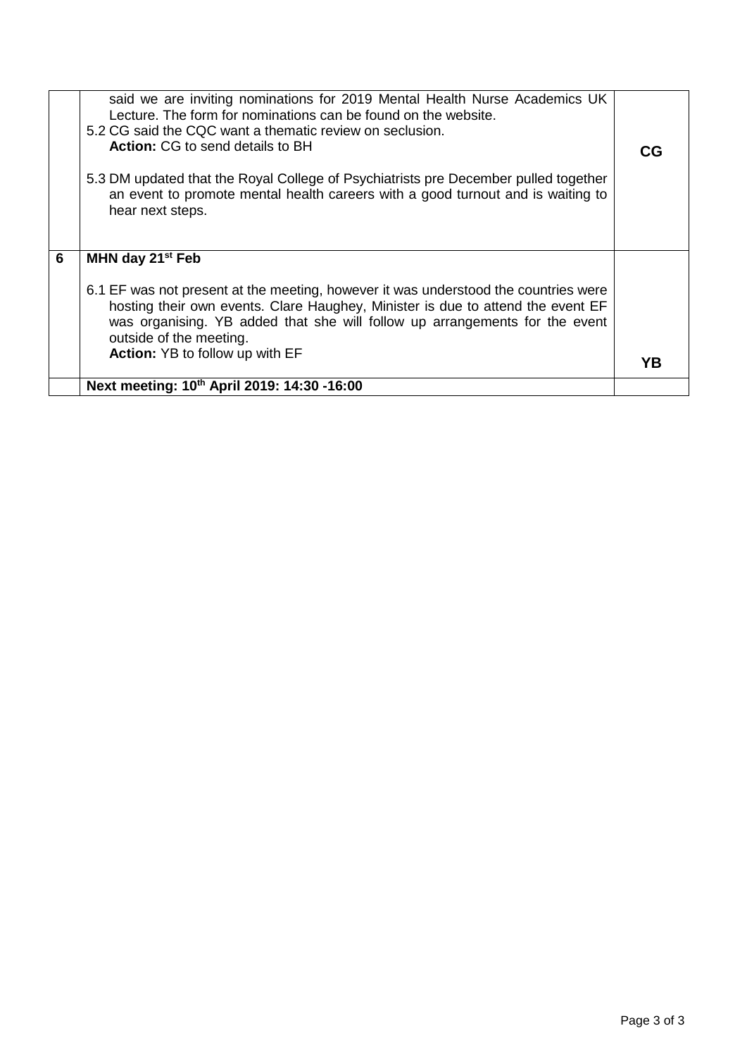| | | |
|---|---|---|
| | said we are inviting nominations for 2019 Mental Health Nurse Academics UK Lecture. The form for nominations can be found on the website.<br>5.2 CG said the CQC want a thematic review on seclusion.<br>**Action:** CG to send details to BH<br><br>5.3 DM updated that the Royal College of Psychiatrists pre December pulled together an event to promote mental health careers with a good turnout and is waiting to hear next steps. | **CG** |
| **6** | **MHN day 21st Feb**<br><br>6.1 EF was not present at the meeting, however it was understood the countries were hosting their own events. Clare Haughey, Minister is due to attend the event EF was organising. YB added that she will follow up arrangements for the event outside of the meeting.<br>**Action:** YB to follow up with EF | **YB** |
| | **Next meeting: 10th April 2019: 14:30 -16:00** | |